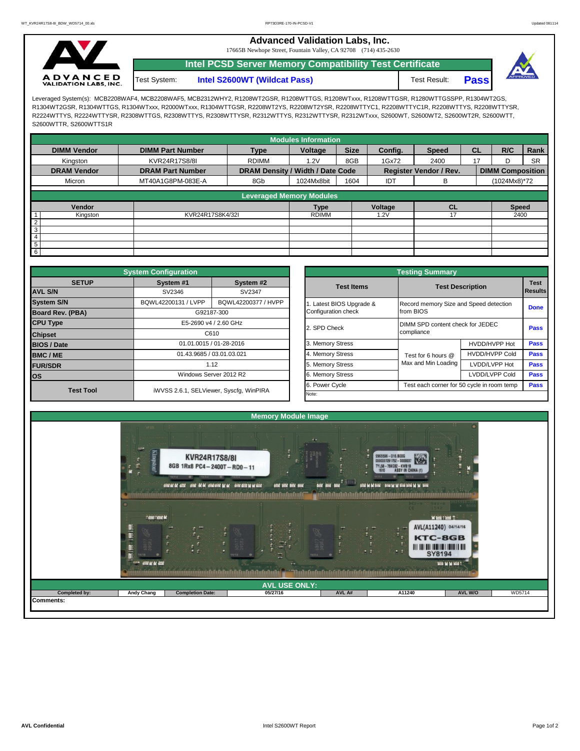# Advanced Validation Labs, Inc.

17665B Newhope Street, Fountain Valley, CA 92708 (714) 435-2630

## Intel PCSD Server Memory Compatibility Test Certificate

Test System: **Intel S2600WT (Wildcat Pass)** Test Result: **Pass**

Leveraged System(s): MCB2208WAF4, MCB2208WAF5, MCB2312WHY2, R1208WT2GSR, R1208WTTGS, R1208WTxxx, R1208WTTGSR, R1280WTTGSSPP, R1304WT2GS, R1304WT2GSR, R1304WTTGS, R1304WTxxx, R2000WTxxx, R1304WTTGSR, R2208WT2YS, R2208WT2YSR, R2208WTTYC1, R2208WTTYC1R, R2208WTTYS, R2208WTTYSR, R2224WTTYS, R2224WTTYSR, R2308WTTGS, R2308WTTYS, R2308WTTYSR, R2312WTTYS, R2312WTTYSR, R2312WTxxx, S2600WT, S2600WT2, S2600WT2R, S2600WTT, S2600WTTR, S2600WTTS1R

### Modules Information

| DIMM Vendor | DIMM Part Number | Type | Voltage | Size | Config. | Speed | CL | R/C | Rank |
|---|---|---|---|---|---|---|---|---|---|
| Kingston | KVR24R17S8/8I | RDIMM | 1.2V | 8GB | 1Gx72 | 2400 | 17 | D | SR |
| **DRAM Vendor** | **DRAM Part Number** | **DRAM Density / Width / Date Code** | | | **Register Vendor / Rev.** | | **DIMM Composition** | | |
| Micron | MT40A1G8PM-083E-A | 8Gb | 1024Mx8bit | 1604 | IDT | B | (1024Mx8)*72 | | |

### Leveraged Memory Modules

| | Vendor | | Type | Voltage | CL | Speed |
|---|---|---|---|---|---|---|
| 1 | Kingston | KVR24R17S8K4/32I | RDIMM | 1.2V | 17 | 2400 |
| 2 | | | | | | |
| 3 | | | | | | |
| 4 | | | | | | |
| 5 | | | | | | |
| 6 | | | | | | |

### System Configuration

| SETUP | System #1 | System #2 |
|---|---|---|
| AVL S/N | SV2346 | SV2347 |
| System S/N | BQWL42200131 / LVPP | BQWL42200377 / HVPP |
| Board Rev. (PBA) | G92187-300 | |
| CPU Type | E5-2690 v4 / 2.60 GHz | |
| Chipset | C610 | |
| BIOS / Date | 01.01.0015 / 01-28-2016 | |
| BMC / ME | 01.43.9685 / 03.01.03.021 | |
| FUR/SDR | 1.12 | |
| OS | Windows Server 2012 R2 | |
| Test Tool | iWVSS 2.6.1, SELViewer, Syscfg, WinPIRA | |

### Testing Summary

| Test Items | Test Description | | Test Results |
|---|---|---|---|
| 1. Latest BIOS Upgrade & Configuration check | Record memory Size and Speed detection from BIOS | | Done |
| 2. SPD Check | DIMM SPD content check for JEDEC compliance | | Pass |
| 3. Memory Stress | Test for 6 hours @ Max and Min Loading | HVDD/HVPP Hot | Pass |
| 4. Memory Stress | | HVDD/HVPP Cold | Pass |
| 5. Memory Stress | | LVDD/LVPP Hot | Pass |
| 6. Memory Stress | | LVDD/LVPP Cold | Pass |
| 6. Power Cycle | Test each corner for 50 cycle in room temp | | Pass |

Note:

### Memory Module Image

### AVL USE ONLY:

| Completed by: | Andy Chang | Completion Date: | 05/27/16 | AVL A# | A11240 | AVL W/O | WD5714 |
|---|---|---|---|---|---|---|---|

Comments: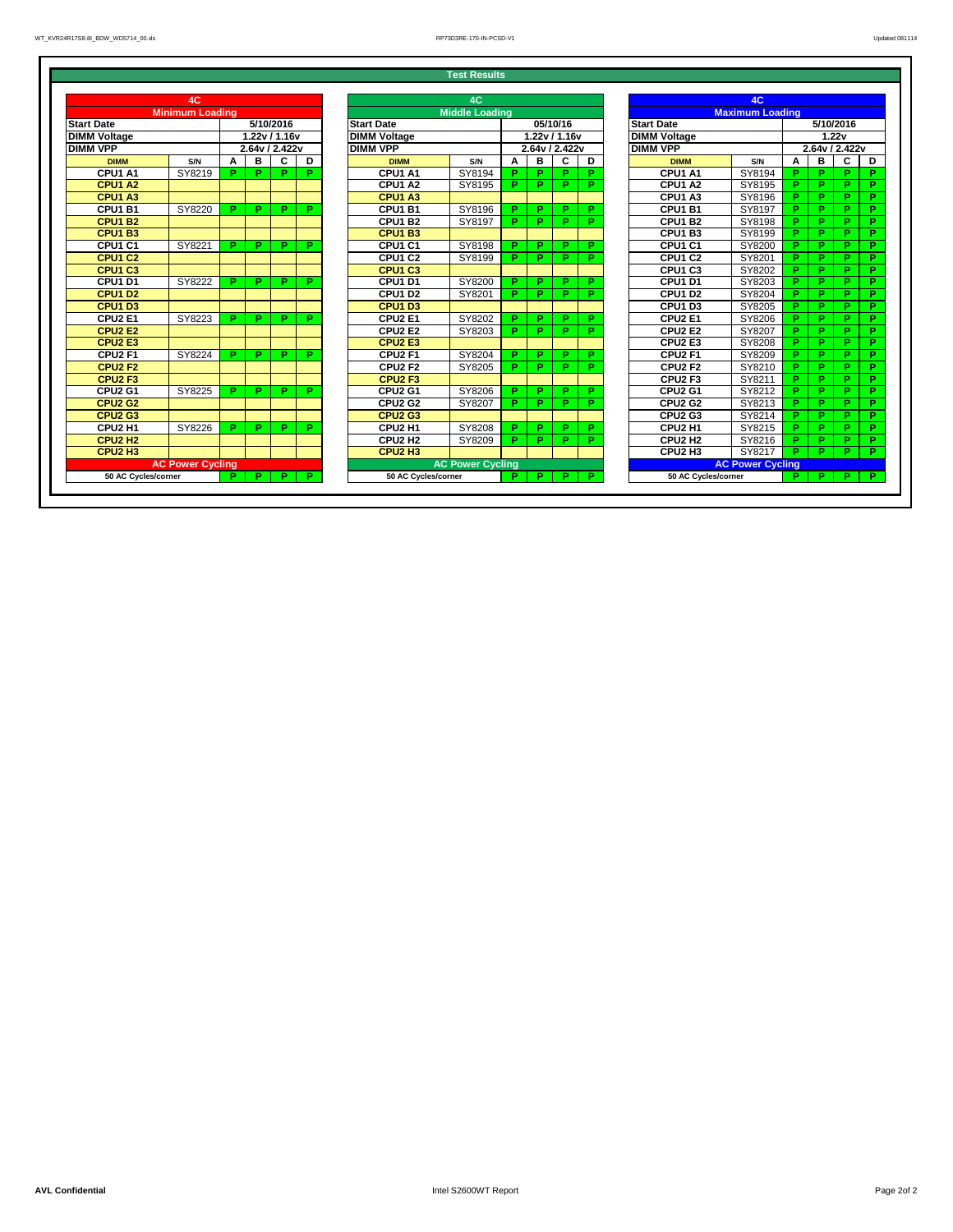## Test Results

| 4C Minimum Loading | | | | | |
|---|---|---|---|---|---|
| Start Date | | 5/10/2016 | | | |
| DIMM Voltage | | 1.22v / 1.16v | | | |
| DIMM VPP | | 2.64v / 2.422v | | | |
| DIMM | S/N | A | B | C | D |
| CPU1 A1 | SY8219 | P | P | P | P |
| CPU1 A2 | | | | | |
| CPU1 A3 | | | | | |
| CPU1 B1 | SY8220 | P | P | P | P |
| CPU1 B2 | | | | | |
| CPU1 B3 | | | | | |
| CPU1 C1 | SY8221 | P | P | P | P |
| CPU1 C2 | | | | | |
| CPU1 C3 | | | | | |
| CPU1 D1 | SY8222 | P | P | P | P |
| CPU1 D2 | | | | | |
| CPU1 D3 | | | | | |
| CPU2 E1 | SY8223 | P | P | P | P |
| CPU2 E2 | | | | | |
| CPU2 E3 | | | | | |
| CPU2 F1 | SY8224 | P | P | P | P |
| CPU2 F2 | | | | | |
| CPU2 F3 | | | | | |
| CPU2 G1 | SY8225 | P | P | P | P |
| CPU2 G2 | | | | | |
| CPU2 G3 | | | | | |
| CPU2 H1 | SY8226 | P | P | P | P |
| CPU2 H2 | | | | | |
| CPU2 H3 | | | | | |
| AC Power Cycling | | | | | |
| 50 AC Cycles/corner | | P | P | P | P |

| 4C Middle Loading | | | | | |
|---|---|---|---|---|---|
| Start Date | | 05/10/16 | | | |
| DIMM Voltage | | 1.22v / 1.16v | | | |
| DIMM VPP | | 2.64v / 2.422v | | | |
| DIMM | S/N | A | B | C | D |
| CPU1 A1 | SY8194 | P | P | P | P |
| CPU1 A2 | SY8195 | P | P | P | P |
| CPU1 A3 | | | | | |
| CPU1 B1 | SY8196 | P | P | P | P |
| CPU1 B2 | SY8197 | P | P | P | P |
| CPU1 B3 | | | | | |
| CPU1 C1 | SY8198 | P | P | P | P |
| CPU1 C2 | SY8199 | P | P | P | P |
| CPU1 C3 | | | | | |
| CPU1 D1 | SY8200 | P | P | P | P |
| CPU1 D2 | SY8201 | P | P | P | P |
| CPU1 D3 | | | | | |
| CPU2 E1 | SY8202 | P | P | P | P |
| CPU2 E2 | SY8203 | P | P | P | P |
| CPU2 E3 | | | | | |
| CPU2 F1 | SY8204 | P | P | P | P |
| CPU2 F2 | SY8205 | P | P | P | P |
| CPU2 F3 | | | | | |
| CPU2 G1 | SY8206 | P | P | P | P |
| CPU2 G2 | SY8207 | P | P | P | P |
| CPU2 G3 | | | | | |
| CPU2 H1 | SY8208 | P | P | P | P |
| CPU2 H2 | SY8209 | P | P | P | P |
| CPU2 H3 | | | | | |
| AC Power Cycling | | | | | |
| 50 AC Cycles/corner | | P | P | P | P |

| 4C Maximum Loading | | | | | |
|---|---|---|---|---|---|
| Start Date | | 5/10/2016 | | | |
| DIMM Voltage | | 1.22v | | | |
| DIMM VPP | | 2.64v / 2.422v | | | |
| DIMM | S/N | A | B | C | D |
| CPU1 A1 | SY8194 | P | P | P | P |
| CPU1 A2 | SY8195 | P | P | P | P |
| CPU1 A3 | SY8196 | P | P | P | P |
| CPU1 B1 | SY8197 | P | P | P | P |
| CPU1 B2 | SY8198 | P | P | P | P |
| CPU1 B3 | SY8199 | P | P | P | P |
| CPU1 C1 | SY8200 | P | P | P | P |
| CPU1 C2 | SY8201 | P | P | P | P |
| CPU1 C3 | SY8202 | P | P | P | P |
| CPU1 D1 | SY8203 | P | P | P | P |
| CPU1 D2 | SY8204 | P | P | P | P |
| CPU1 D3 | SY8205 | P | P | P | P |
| CPU2 E1 | SY8206 | P | P | P | P |
| CPU2 E2 | SY8207 | P | P | P | P |
| CPU2 E3 | SY8208 | P | P | P | P |
| CPU2 F1 | SY8209 | P | P | P | P |
| CPU2 F2 | SY8210 | P | P | P | P |
| CPU2 F3 | SY8211 | P | P | P | P |
| CPU2 G1 | SY8212 | P | P | P | P |
| CPU2 G2 | SY8213 | P | P | P | P |
| CPU2 G3 | SY8214 | P | P | P | P |
| CPU2 H1 | SY8215 | P | P | P | P |
| CPU2 H2 | SY8216 | P | P | P | P |
| CPU2 H3 | SY8217 | P | P | P | P |
| AC Power Cycling | | | | | |
| 50 AC Cycles/corner | | P | P | P | P |